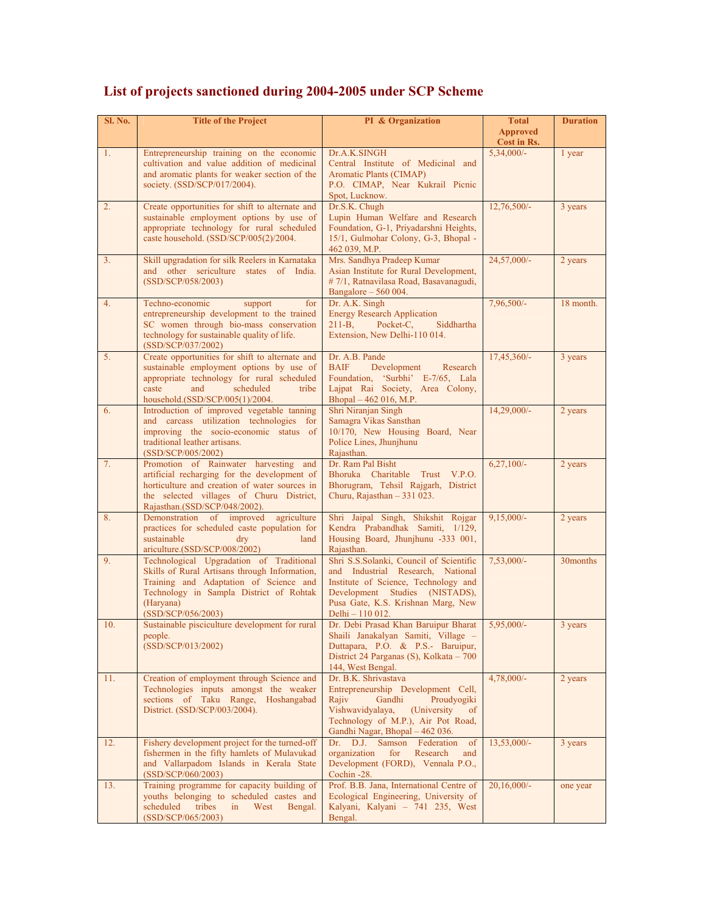## List of projects sanctioned during 2004-2005 under SCP Scheme

| Sl. No. | Title of the Project | PI & Organization | Total Approved Cost in Rs. | Duration |
|---|---|---|---|---|
| 1. | Entrepreneurship training on the economic cultivation and value addition of medicinal and aromatic plants for weaker section of the society. (SSD/SCP/017/2004). | Dr.A.K.SINGH Central Institute of Medicinal and Aromatic Plants (CIMAP) P.O. CIMAP, Near Kukrail Picnic Spot, Lucknow. | 5,34,000/- | 1 year |
| 2. | Create opportunities for shift to alternate and sustainable employment options by use of appropriate technology for rural scheduled caste household. (SSD/SCP/005(2)/2004. | Dr.S.K. Chugh Lupin Human Welfare and Research Foundation, G-1, Priyadarshni Heights, 15/1, Gulmohar Colony, G-3, Bhopal - 462 039, M.P. | 12,76,500/- | 3 years |
| 3. | Skill upgradation for silk Reelers in Karnataka and other sericulture states of India. (SSD/SCP/058/2003) | Mrs. Sandhya Pradeep Kumar Asian Institute for Rural Development, # 7/1, Ratnavilasa Road, Basavanagudi, Bangalore – 560 004. | 24,57,000/- | 2 years |
| 4. | Techno-economic support for entrepreneurship development to the trained SC women through bio-mass conservation technology for sustainable quality of life. (SSD/SCP/037/2002) | Dr. A.K. Singh Energy Research Application 211-B, Pocket-C, Siddhartha Extension, New Delhi-110 014. | 7,96,500/- | 18 month. |
| 5. | Create opportunities for shift to alternate and sustainable employment options by use of appropriate technology for rural scheduled caste and scheduled tribe household.(SSD/SCP/005(1)/2004. | Dr. A.B. Pande BAIF Development Research Foundation, 'Surbhi' E-7/65, Lala Lajpat Rai Society, Area Colony, Bhopal – 462 016, M.P. | 17,45,360/- | 3 years |
| 6. | Introduction of improved vegetable tanning and carcass utilization technologies for improving the socio-economic status of traditional leather artisans. (SSD/SCP/005/2002) | Shri Niranjan Singh Samagra Vikas Sansthan 10/170, New Housing Board, Near Police Lines, Jhunjhunu Rajasthan. | 14,29,000/- | 2 years |
| 7. | Promotion of Rainwater harvesting and artificial recharging for the development of horticulture and creation of water sources in the selected villages of Churu District, Rajasthan.(SSD/SCP/048/2002). | Dr. Ram Pal Bisht Bhoruka Charitable Trust V.P.O. Bhorugram, Tehsil Rajgarh, District Churu, Rajasthan – 331 023. | 6,27,100/- | 2 years |
| 8. | Demonstration of improved agriculture practices for scheduled caste population for sustainable dry land ariculture.(SSD/SCP/008/2002) | Shri Jaipal Singh, Shikshit Rojgar Kendra Prabandhak Samiti, 1/129, Housing Board, Jhunjhunu -333 001, Rajasthan. | 9,15,000/- | 2 years |
| 9. | Technological Upgradation of Traditional Skills of Rural Artisans through Information, Training and Adaptation of Science and Technology in Sampla District of Rohtak (Haryana) (SSD/SCP/056/2003) | Shri S.S.Solanki, Council of Scientific and Industrial Research, National Institute of Science, Technology and Development Studies (NISTADS), Pusa Gate, K.S. Krishnan Marg, New Delhi – 110 012. | 7,53,000/- | 30months |
| 10. | Sustainable pisciculture development for rural people. (SSD/SCP/013/2002) | Dr. Debi Prasad Khan Baruipur Bharat Shaili Janakalyan Samiti, Village – Duttapara, P.O. & P.S.- Baruipur, District 24 Parganas (S), Kolkata – 700 144, West Bengal. | 5,95,000/- | 3 years |
| 11. | Creation of employment through Science and Technologies inputs amongst the weaker sections of Taku Range, Hoshangabad District. (SSD/SCP/003/2004). | Dr. B.K. Shrivastava Entrepreneurship Development Cell, Rajiv Gandhi Proudyogiki Vishwavidyalaya, (University of Technology of M.P.), Air Pot Road, Gandhi Nagar, Bhopal – 462 036. | 4,78,000/- | 2 years |
| 12. | Fishery development project for the turned-off fishermen in the fifty hamlets of Mulavukad and Vallarpadom Islands in Kerala State (SSD/SCP/060/2003) | Dr. D.J. Samson Federation of organization for Research and Development (FORD), Vennala P.O., Cochin -28. | 13,53,000/- | 3 years |
| 13. | Training programme for capacity building of youths belonging to scheduled castes and scheduled tribes in West Bengal. (SSD/SCP/065/2003) | Prof. B.B. Jana, International Centre of Ecological Engineering, University of Kalyani, Kalyani – 741 235, West Bengal. | 20,16,000/- | one year |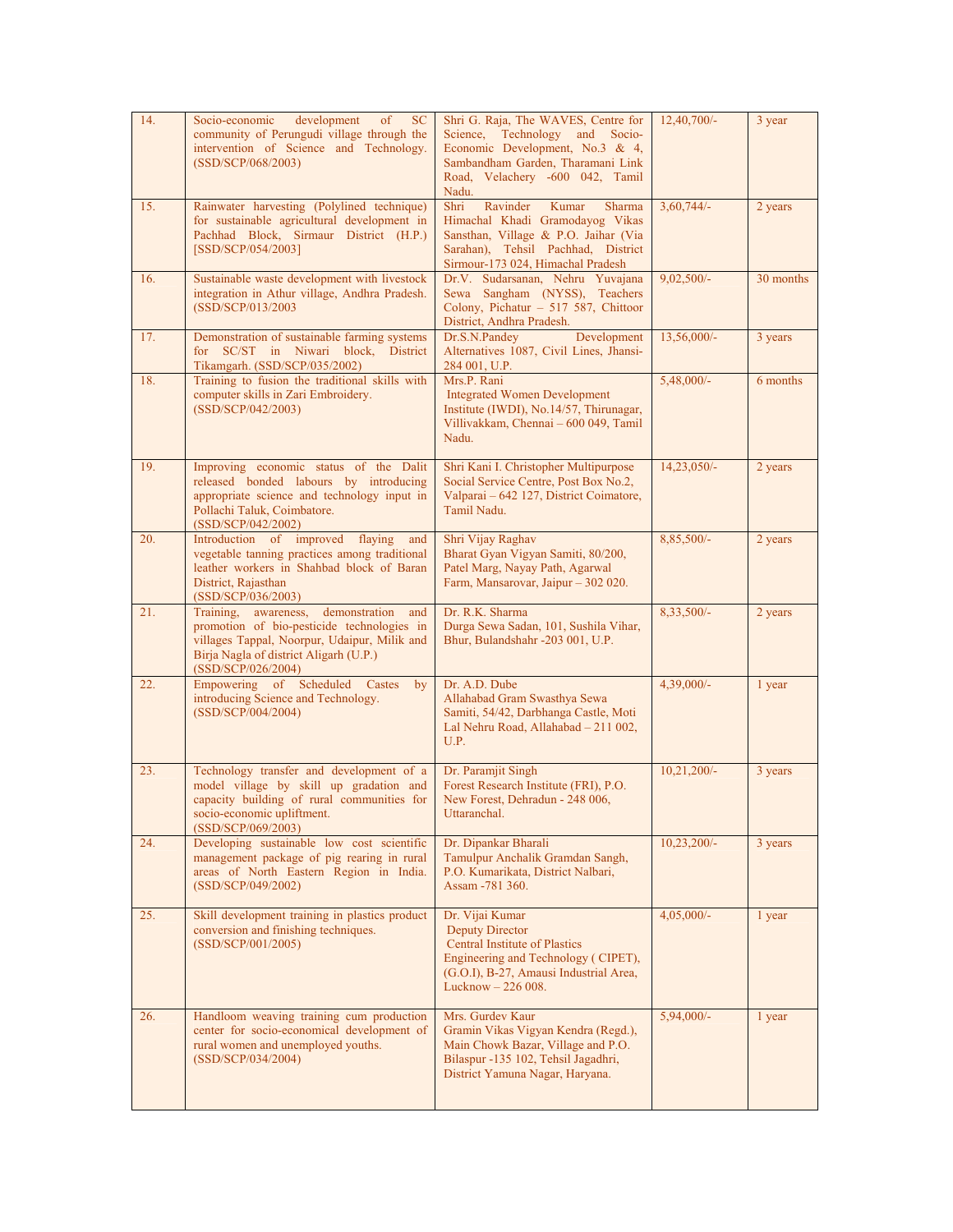| 14. | Socio-economic development of SC community of Perungudi village through the intervention of Science and Technology. (SSD/SCP/068/2003) | Shri G. Raja, The WAVES, Centre for Science, Technology and Socio-Economic Development, No.3 & 4, Sambandham Garden, Tharamani Link Road, Velachery -600 042, Tamil Nadu. | 12,40,700/- | 3 year |
|---|---|---|---|---|
| 15. | Rainwater harvesting (Polylined technique) for sustainable agricultural development in Pachhad Block, Sirmaur District (H.P.) [SSD/SCP/054/2003] | Shri Ravinder Kumar Sharma Himachal Khadi Gramodayog Vikas Sansthan, Village & P.O. Jaihar (Via Sarahan), Tehsil Pachhad, District Sirmour-173 024, Himachal Pradesh | 3,60,744/- | 2 years |
| 16. | Sustainable waste development with livestock integration in Athur village, Andhra Pradesh. (SSD/SCP/013/2003 | Dr.V. Sudarsanan, Nehru Yuvajana Sewa Sangham (NYSS), Teachers Colony, Pichatur – 517 587, Chittoor District, Andhra Pradesh. | 9,02,500/- | 30 months |
| 17. | Demonstration of sustainable farming systems for SC/ST in Niwari block, District Tikamgarh. (SSD/SCP/035/2002) | Dr.S.N.Pandey Development Alternatives 1087, Civil Lines, Jhansi-284 001, U.P. | 13,56,000/- | 3 years |
| 18. | Training to fusion the traditional skills with computer skills in Zari Embroidery. (SSD/SCP/042/2003) | Mrs.P. Rani Integrated Women Development Institute (IWDI), No.14/57, Thirunagar, Villivakkam, Chennai – 600 049, Tamil Nadu. | 5,48,000/- | 6 months |
| 19. | Improving economic status of the Dalit released bonded labours by introducing appropriate science and technology input in Pollachi Taluk, Coimbatore. (SSD/SCP/042/2002) | Shri Kani I. Christopher Multipurpose Social Service Centre, Post Box No.2, Valparai – 642 127, District Coimatore, Tamil Nadu. | 14,23,050/- | 2 years |
| 20. | Introduction of improved flaying and vegetable tanning practices among traditional leather workers in Shahbad block of Baran District, Rajasthan (SSD/SCP/036/2003) | Shri Vijay Raghav Bharat Gyan Vigyan Samiti, 80/200, Patel Marg, Nayay Path, Agarwal Farm, Mansarovar, Jaipur – 302 020. | 8,85,500/- | 2 years |
| 21. | Training, awareness, demonstration and promotion of bio-pesticide technologies in villages Tappal, Noorpur, Udaipur, Milik and Birja Nagla of district Aligarh (U.P.) (SSD/SCP/026/2004) | Dr. R.K. Sharma Durga Sewa Sadan, 101, Sushila Vihar, Bhur, Bulandshahr -203 001, U.P. | 8,33,500/- | 2 years |
| 22. | Empowering of Scheduled Castes by introducing Science and Technology. (SSD/SCP/004/2004) | Dr. A.D. Dube Allahabad Gram Swasthya Sewa Samiti, 54/42, Darbhanga Castle, Moti Lal Nehru Road, Allahabad – 211 002, U.P. | 4,39,000/- | 1 year |
| 23. | Technology transfer and development of a model village by skill up gradation and capacity building of rural communities for socio-economic upliftment. (SSD/SCP/069/2003) | Dr. Paramjit Singh Forest Research Institute (FRI), P.O. New Forest, Dehradun - 248 006, Uttaranchal. | 10,21,200/- | 3 years |
| 24. | Developing sustainable low cost scientific management package of pig rearing in rural areas of North Eastern Region in India. (SSD/SCP/049/2002) | Dr. Dipankar Bharali Tamulpur Anchalik Gramdan Sangh, P.O. Kumarikata, District Nalbari, Assam -781 360. | 10,23,200/- | 3 years |
| 25. | Skill development training in plastics product conversion and finishing techniques. (SSD/SCP/001/2005) | Dr. Vijai Kumar Deputy Director Central Institute of Plastics Engineering and Technology ( CIPET), (G.O.I), B-27, Amausi Industrial Area, Lucknow – 226 008. | 4,05,000/- | 1 year |
| 26. | Handloom weaving training cum production center for socio-economical development of rural women and unemployed youths. (SSD/SCP/034/2004) | Mrs. Gurdev Kaur Gramin Vikas Vigyan Kendra (Regd.), Main Chowk Bazar, Village and P.O. Bilaspur -135 102, Tehsil Jagadhri, District Yamuna Nagar, Haryana. | 5,94,000/- | 1 year |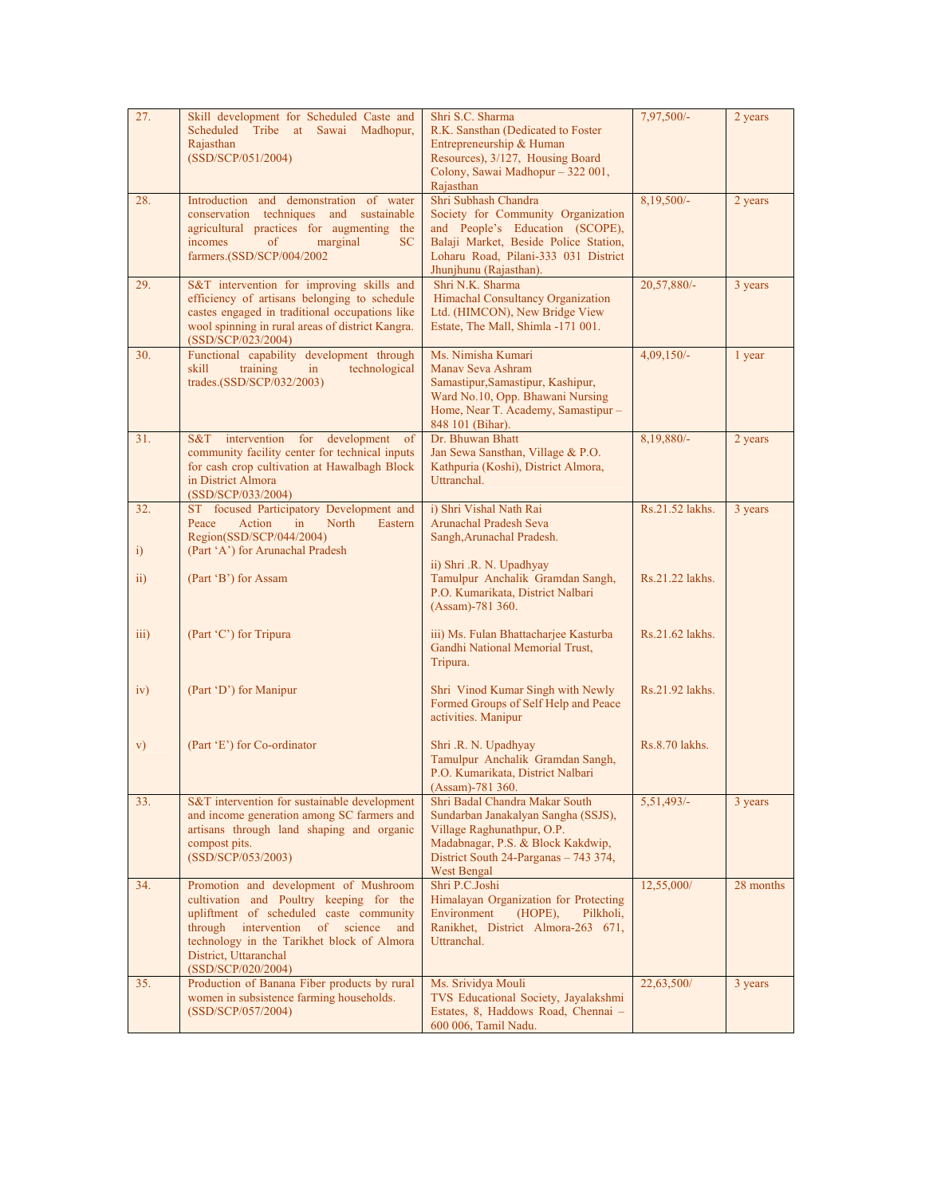| | | | | |
|---|---|---|---|---|
| 27. | Skill development for Scheduled Caste and Scheduled Tribe at Sawai Madhopur, Rajasthan (SSD/SCP/051/2004) | Shri S.C. Sharma R.K. Sansthan (Dedicated to Foster Entrepreneurship & Human Resources), 3/127, Housing Board Colony, Sawai Madhopur – 322 001, Rajasthan | 7,97,500/- | 2 years |
| 28. | Introduction and demonstration of water conservation techniques and sustainable agricultural practices for augmenting the incomes of marginal SC farmers.(SSD/SCP/004/2002 | Shri Subhash Chandra Society for Community Organization and People's Education (SCOPE), Balaji Market, Beside Police Station, Loharu Road, Pilani-333 031 District Jhunjhunu (Rajasthan). | 8,19,500/- | 2 years |
| 29. | S&T intervention for improving skills and efficiency of artisans belonging to schedule castes engaged in traditional occupations like wool spinning in rural areas of district Kangra. (SSD/SCP/023/2004) | Shri N.K. Sharma Himachal Consultancy Organization Ltd. (HIMCON), New Bridge View Estate, The Mall, Shimla -171 001. | 20,57,880/- | 3 years |
| 30. | Functional capability development through skill training in technological trades.(SSD/SCP/032/2003) | Ms. Nimisha Kumari Manav Seva Ashram Samastipur,Samastipur, Kashipur, Ward No.10, Opp. Bhawani Nursing Home, Near T. Academy, Samastipur – 848 101 (Bihar). | 4,09,150/- | 1 year |
| 31. | S&T intervention for development of community facility center for technical inputs for cash crop cultivation at Hawalbagh Block in District Almora (SSD/SCP/033/2004) | Dr. Bhuwan Bhatt Jan Sewa Sansthan, Village & P.O. Kathpuria (Koshi), District Almora, Uttranchal. | 8,19,880/- | 2 years |
| 32. | ST focused Participatory Development and Peace Action in North Eastern Region(SSD/SCP/044/2004) | | | 3 years |
| i) | (Part 'A') for Arunachal Pradesh | i) Shri Vishal Nath Rai Arunachal Pradesh Seva Sangh,Arunachal Pradesh. | Rs.21.52 lakhs. | |
| ii) | (Part 'B') for Assam | ii) Shri .R. N. Upadhyay Tamulpur Anchalik Gramdan Sangh, P.O. Kumarikata, District Nalbari (Assam)-781 360. | Rs.21.22 lakhs. | |
| iii) | (Part 'C') for Tripura | iii) Ms. Fulan Bhattacharjee Kasturba Gandhi National Memorial Trust, Tripura. | Rs.21.62 lakhs. | |
| iv) | (Part 'D') for Manipur | Shri Vinod Kumar Singh with Newly Formed Groups of Self Help and Peace activities. Manipur | Rs.21.92 lakhs. | |
| v) | (Part 'E') for Co-ordinator | Shri .R. N. Upadhyay Tamulpur Anchalik Gramdan Sangh, P.O. Kumarikata, District Nalbari (Assam)-781 360. | Rs.8.70 lakhs. | |
| 33. | S&T intervention for sustainable development and income generation among SC farmers and artisans through land shaping and organic compost pits. (SSD/SCP/053/2003) | Shri Badal Chandra Makar South Sundarban Janakalyan Sangha (SSJS), Village Raghunathpur, O.P. Madabnagar, P.S. & Block Kakdwip, District South 24-Parganas – 743 374, West Bengal | 5,51,493/- | 3 years |
| 34. | Promotion and development of Mushroom cultivation and Poultry keeping for the upliftment of scheduled caste community through intervention of science and technology in the Tarikhet block of Almora District, Uttaranchal (SSD/SCP/020/2004) | Shri P.C.Joshi Himalayan Organization for Protecting Environment (HOPE), Pilkholi, Ranikhet, District Almora-263 671, Uttranchal. | 12,55,000/ | 28 months |
| 35. | Production of Banana Fiber products by rural women in subsistence farming households. (SSD/SCP/057/2004) | Ms. Srividya Mouli TVS Educational Society, Jayalakshmi Estates, 8, Haddows Road, Chennai – 600 006, Tamil Nadu. | 22,63,500/ | 3 years |